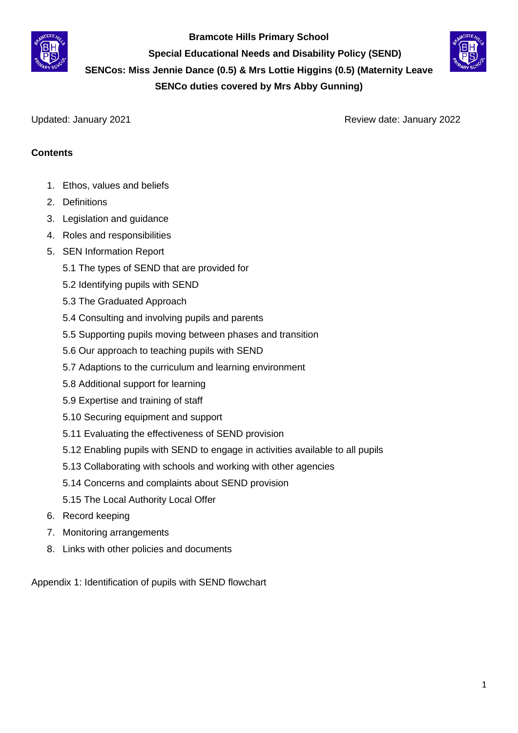**Bramcote Hills Primary School**

**Special Educational Needs and Disability Policy (SEND)**

**SENCos: Miss Jennie Dance (0.5) & Mrs Lottie Higgins (0.5) (Maternity Leave SENCo duties covered by Mrs Abby Gunning)**

Updated: January 2021

Review date: January 2022

**Contents**

1. Ethos, values and beliefs
2. Definitions
3. Legislation and guidance
4. Roles and responsibilities
5. SEN Information Report
   - 5.1 The types of SEND that are provided for
   - 5.2 Identifying pupils with SEND
   - 5.3 The Graduated Approach
   - 5.4 Consulting and involving pupils and parents
   - 5.5 Supporting pupils moving between phases and transition
   - 5.6 Our approach to teaching pupils with SEND
   - 5.7 Adaptions to the curriculum and learning environment
   - 5.8 Additional support for learning
   - 5.9 Expertise and training of staff
   - 5.10 Securing equipment and support
   - 5.11 Evaluating the effectiveness of SEND provision
   - 5.12 Enabling pupils with SEND to engage in activities available to all pupils
   - 5.13 Collaborating with schools and working with other agencies
   - 5.14 Concerns and complaints about SEND provision
   - 5.15 The Local Authority Local Offer
6. Record keeping
7. Monitoring arrangements
8. Links with other policies and documents

Appendix 1: Identification of pupils with SEND flowchart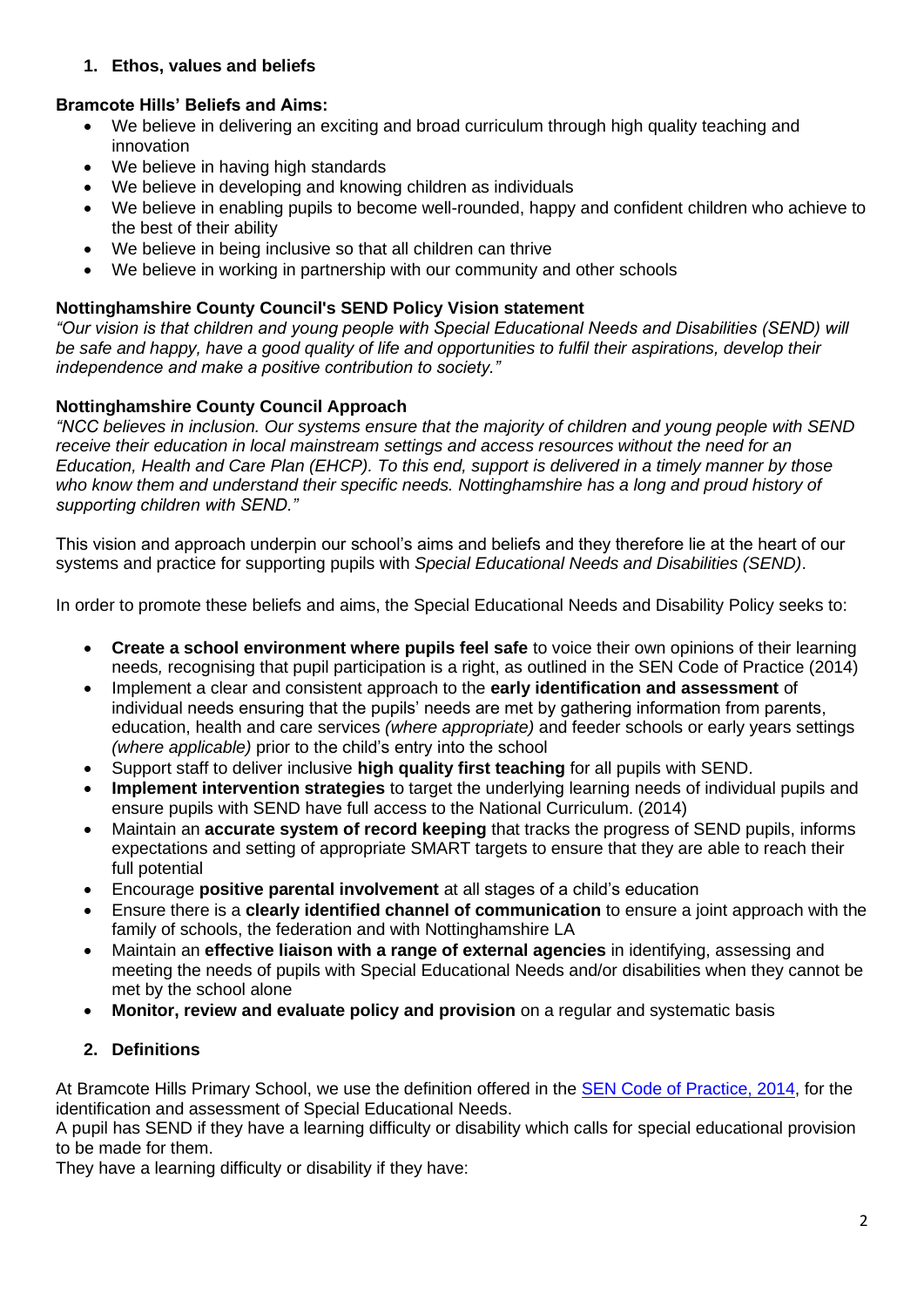## 1. Ethos, values and beliefs

**Bramcote Hills' Beliefs and Aims:**

- We believe in delivering an exciting and broad curriculum through high quality teaching and innovation
- We believe in having high standards
- We believe in developing and knowing children as individuals
- We believe in enabling pupils to become well-rounded, happy and confident children who achieve to the best of their ability
- We believe in being inclusive so that all children can thrive
- We believe in working in partnership with our community and other schools

**Nottinghamshire County Council's SEND Policy Vision statement**

*"Our vision is that children and young people with Special Educational Needs and Disabilities (SEND) will be safe and happy, have a good quality of life and opportunities to fulfil their aspirations, develop their independence and make a positive contribution to society."*

**Nottinghamshire County Council Approach**

*"NCC believes in inclusion. Our systems ensure that the majority of children and young people with SEND receive their education in local mainstream settings and access resources without the need for an Education, Health and Care Plan (EHCP). To this end, support is delivered in a timely manner by those who know them and understand their specific needs. Nottinghamshire has a long and proud history of supporting children with SEND."*

This vision and approach underpin our school's aims and beliefs and they therefore lie at the heart of our systems and practice for supporting pupils with *Special Educational Needs and Disabilities (SEND)*.

In order to promote these beliefs and aims, the Special Educational Needs and Disability Policy seeks to:

- **Create a school environment where pupils feel safe** to voice their own opinions of their learning needs, recognising that pupil participation is a right, as outlined in the SEN Code of Practice (2014)
- Implement a clear and consistent approach to the **early identification and assessment** of individual needs ensuring that the pupils' needs are met by gathering information from parents, education, health and care services *(where appropriate)* and feeder schools or early years settings *(where applicable)* prior to the child's entry into the school
- Support staff to deliver inclusive **high quality first teaching** for all pupils with SEND.
- **Implement intervention strategies** to target the underlying learning needs of individual pupils and ensure pupils with SEND have full access to the National Curriculum. (2014)
- Maintain an **accurate system of record keeping** that tracks the progress of SEND pupils, informs expectations and setting of appropriate SMART targets to ensure that they are able to reach their full potential
- Encourage **positive parental involvement** at all stages of a child's education
- Ensure there is a **clearly identified channel of communication** to ensure a joint approach with the family of schools, the federation and with Nottinghamshire LA
- Maintain an **effective liaison with a range of external agencies** in identifying, assessing and meeting the needs of pupils with Special Educational Needs and/or disabilities when they cannot be met by the school alone
- **Monitor, review and evaluate policy and provision** on a regular and systematic basis

## 2. Definitions

At Bramcote Hills Primary School, we use the definition offered in the [SEN Code of Practice, 2014](), for the identification and assessment of Special Educational Needs.

A pupil has SEND if they have a learning difficulty or disability which calls for special educational provision to be made for them.

They have a learning difficulty or disability if they have: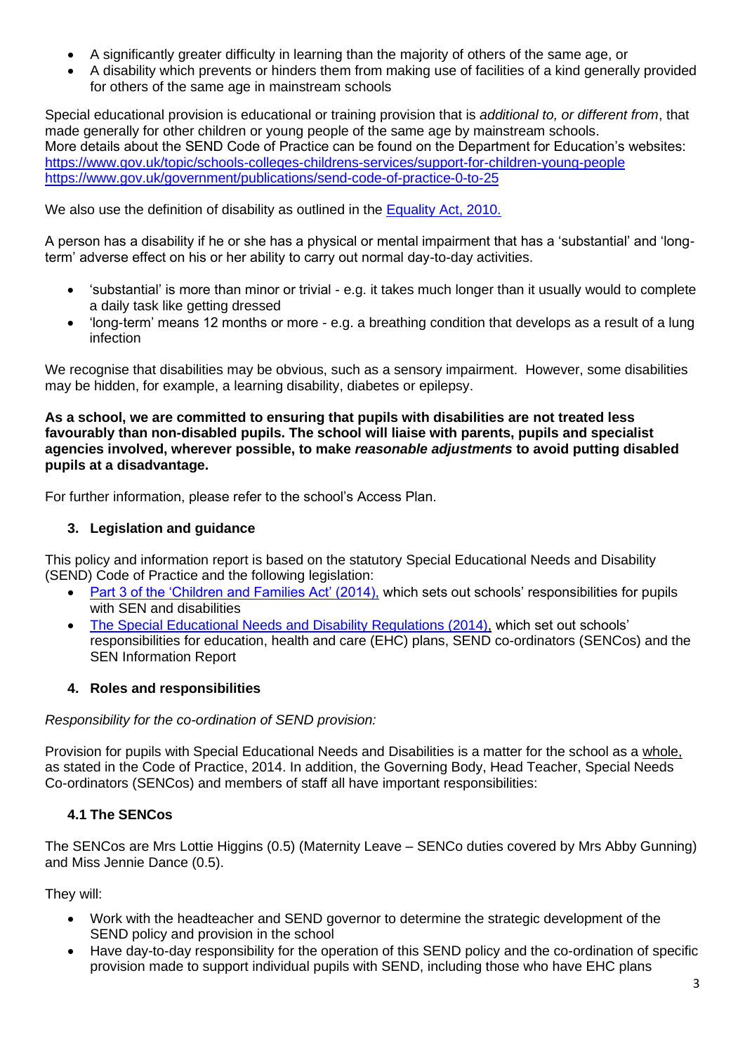- A significantly greater difficulty in learning than the majority of others of the same age, or
- A disability which prevents or hinders them from making use of facilities of a kind generally provided for others of the same age in mainstream schools

Special educational provision is educational or training provision that is *additional to, or different from*, that made generally for other children or young people of the same age by mainstream schools.
More details about the SEND Code of Practice can be found on the Department for Education's websites:
[https://www.gov.uk/topic/schools-colleges-childrens-services/support-for-children-young-people](https://www.gov.uk/topic/schools-colleges-childrens-services/support-for-children-young-people)
[https://www.gov.uk/government/publications/send-code-of-practice-0-to-25](https://www.gov.uk/government/publications/send-code-of-practice-0-to-25)

We also use the definition of disability as outlined in the [Equality Act, 2010.](#)

A person has a disability if he or she has a physical or mental impairment that has a 'substantial' and 'long-term' adverse effect on his or her ability to carry out normal day-to-day activities.

- 'substantial' is more than minor or trivial - e.g. it takes much longer than it usually would to complete a daily task like getting dressed
- 'long-term' means 12 months or more - e.g. a breathing condition that develops as a result of a lung infection

We recognise that disabilities may be obvious, such as a sensory impairment. However, some disabilities may be hidden, for example, a learning disability, diabetes or epilepsy.

**As a school, we are committed to ensuring that pupils with disabilities are not treated less favourably than non-disabled pupils. The school will liaise with parents, pupils and specialist agencies involved, wherever possible, to make *reasonable adjustments* to avoid putting disabled pupils at a disadvantage.**

For further information, please refer to the school's Access Plan.

## 3. Legislation and guidance

This policy and information report is based on the statutory Special Educational Needs and Disability (SEND) Code of Practice and the following legislation:

- [Part 3 of the 'Children and Families Act' (2014),](#) which sets out schools' responsibilities for pupils with SEN and disabilities
- [The Special Educational Needs and Disability Regulations (2014),](#) which set out schools' responsibilities for education, health and care (EHC) plans, SEND co-ordinators (SENCos) and the SEN Information Report

## 4. Roles and responsibilities

*Responsibility for the co-ordination of SEND provision:*

Provision for pupils with Special Educational Needs and Disabilities is a matter for the school as a whole, as stated in the Code of Practice, 2014. In addition, the Governing Body, Head Teacher, Special Needs Co-ordinators (SENCos) and members of staff all have important responsibilities:

### 4.1 The SENCos

The SENCos are Mrs Lottie Higgins (0.5) (Maternity Leave – SENCo duties covered by Mrs Abby Gunning) and Miss Jennie Dance (0.5).

They will:

- Work with the headteacher and SEND governor to determine the strategic development of the SEND policy and provision in the school
- Have day-to-day responsibility for the operation of this SEND policy and the co-ordination of specific provision made to support individual pupils with SEND, including those who have EHC plans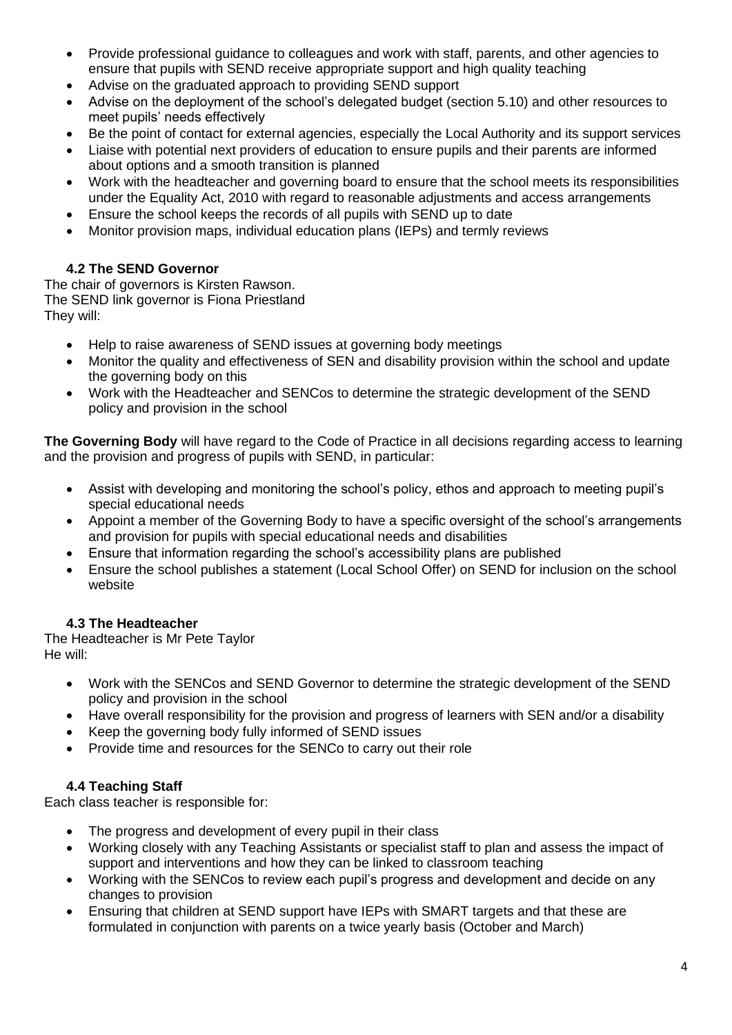- Provide professional guidance to colleagues and work with staff, parents, and other agencies to ensure that pupils with SEND receive appropriate support and high quality teaching
- Advise on the graduated approach to providing SEND support
- Advise on the deployment of the school's delegated budget (section 5.10) and other resources to meet pupils' needs effectively
- Be the point of contact for external agencies, especially the Local Authority and its support services
- Liaise with potential next providers of education to ensure pupils and their parents are informed about options and a smooth transition is planned
- Work with the headteacher and governing board to ensure that the school meets its responsibilities under the Equality Act, 2010 with regard to reasonable adjustments and access arrangements
- Ensure the school keeps the records of all pupils with SEND up to date
- Monitor provision maps, individual education plans (IEPs) and termly reviews

### 4.2 The SEND Governor

The chair of governors is Kirsten Rawson.
The SEND link governor is Fiona Priestland
They will:

- Help to raise awareness of SEND issues at governing body meetings
- Monitor the quality and effectiveness of SEN and disability provision within the school and update the governing body on this
- Work with the Headteacher and SENCos to determine the strategic development of the SEND policy and provision in the school

**The Governing Body** will have regard to the Code of Practice in all decisions regarding access to learning and the provision and progress of pupils with SEND, in particular:

- Assist with developing and monitoring the school's policy, ethos and approach to meeting pupil's special educational needs
- Appoint a member of the Governing Body to have a specific oversight of the school's arrangements and provision for pupils with special educational needs and disabilities
- Ensure that information regarding the school's accessibility plans are published
- Ensure the school publishes a statement (Local School Offer) on SEND for inclusion on the school website

### 4.3 The Headteacher

The Headteacher is Mr Pete Taylor
He will:

- Work with the SENCos and SEND Governor to determine the strategic development of the SEND policy and provision in the school
- Have overall responsibility for the provision and progress of learners with SEN and/or a disability
- Keep the governing body fully informed of SEND issues
- Provide time and resources for the SENCo to carry out their role

### 4.4 Teaching Staff

Each class teacher is responsible for:

- The progress and development of every pupil in their class
- Working closely with any Teaching Assistants or specialist staff to plan and assess the impact of support and interventions and how they can be linked to classroom teaching
- Working with the SENCos to review each pupil's progress and development and decide on any changes to provision
- Ensuring that children at SEND support have IEPs with SMART targets and that these are formulated in conjunction with parents on a twice yearly basis (October and March)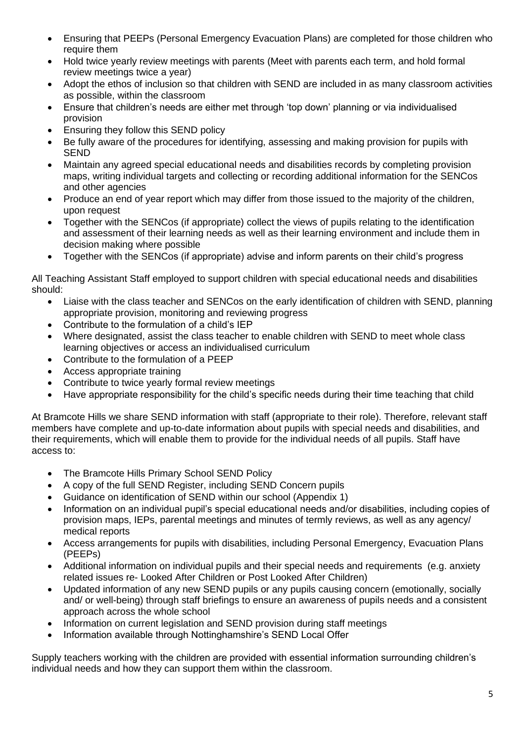- Ensuring that PEEPs (Personal Emergency Evacuation Plans) are completed for those children who require them
- Hold twice yearly review meetings with parents (Meet with parents each term, and hold formal review meetings twice a year)
- Adopt the ethos of inclusion so that children with SEND are included in as many classroom activities as possible, within the classroom
- Ensure that children's needs are either met through 'top down' planning or via individualised provision
- Ensuring they follow this SEND policy
- Be fully aware of the procedures for identifying, assessing and making provision for pupils with SEND
- Maintain any agreed special educational needs and disabilities records by completing provision maps, writing individual targets and collecting or recording additional information for the SENCos and other agencies
- Produce an end of year report which may differ from those issued to the majority of the children, upon request
- Together with the SENCos (if appropriate) collect the views of pupils relating to the identification and assessment of their learning needs as well as their learning environment and include them in decision making where possible
- Together with the SENCos (if appropriate) advise and inform parents on their child's progress

All Teaching Assistant Staff employed to support children with special educational needs and disabilities should:

- Liaise with the class teacher and SENCos on the early identification of children with SEND, planning appropriate provision, monitoring and reviewing progress
- Contribute to the formulation of a child's IEP
- Where designated, assist the class teacher to enable children with SEND to meet whole class learning objectives or access an individualised curriculum
- Contribute to the formulation of a PEEP
- Access appropriate training
- Contribute to twice yearly formal review meetings
- Have appropriate responsibility for the child's specific needs during their time teaching that child

At Bramcote Hills we share SEND information with staff (appropriate to their role). Therefore, relevant staff members have complete and up-to-date information about pupils with special needs and disabilities, and their requirements, which will enable them to provide for the individual needs of all pupils. Staff have access to:

- The Bramcote Hills Primary School SEND Policy
- A copy of the full SEND Register, including SEND Concern pupils
- Guidance on identification of SEND within our school (Appendix 1)
- Information on an individual pupil's special educational needs and/or disabilities, including copies of provision maps, IEPs, parental meetings and minutes of termly reviews, as well as any agency/ medical reports
- Access arrangements for pupils with disabilities, including Personal Emergency, Evacuation Plans (PEEPs)
- Additional information on individual pupils and their special needs and requirements (e.g. anxiety related issues re- Looked After Children or Post Looked After Children)
- Updated information of any new SEND pupils or any pupils causing concern (emotionally, socially and/ or well-being) through staff briefings to ensure an awareness of pupils needs and a consistent approach across the whole school
- Information on current legislation and SEND provision during staff meetings
- Information available through Nottinghamshire's SEND Local Offer

Supply teachers working with the children are provided with essential information surrounding children's individual needs and how they can support them within the classroom.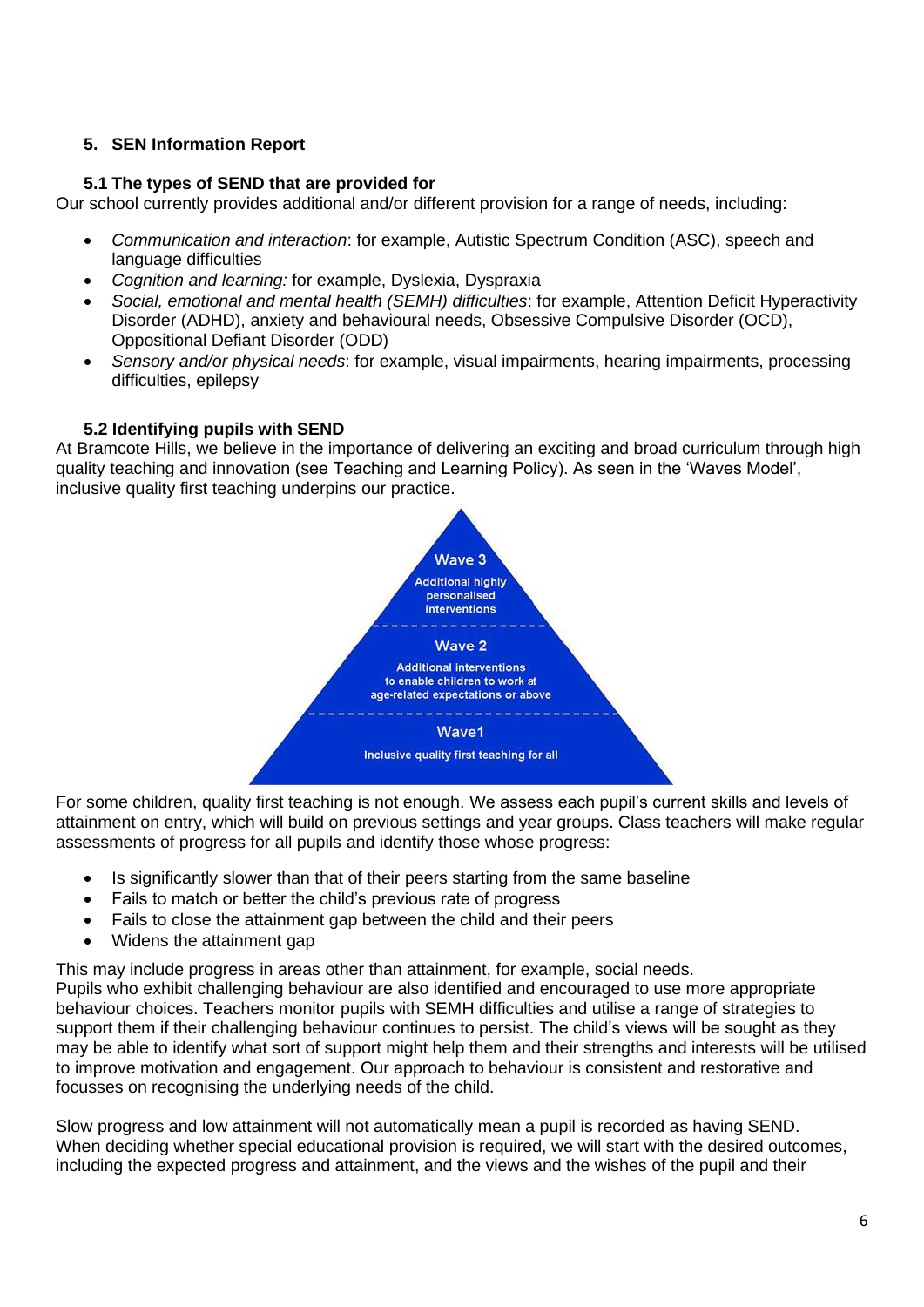## 5. SEN Information Report

### 5.1 The types of SEND that are provided for

Our school currently provides additional and/or different provision for a range of needs, including:

- *Communication and interaction*: for example, Autistic Spectrum Condition (ASC), speech and language difficulties
- *Cognition and learning:* for example, Dyslexia, Dyspraxia
- *Social, emotional and mental health (SEMH) difficulties*: for example, Attention Deficit Hyperactivity Disorder (ADHD), anxiety and behavioural needs, Obsessive Compulsive Disorder (OCD), Oppositional Defiant Disorder (ODD)
- *Sensory and/or physical needs*: for example, visual impairments, hearing impairments, processing difficulties, epilepsy

### 5.2 Identifying pupils with SEND

At Bramcote Hills, we believe in the importance of delivering an exciting and broad curriculum through high quality teaching and innovation (see Teaching and Learning Policy). As seen in the 'Waves Model', inclusive quality first teaching underpins our practice.

**Wave 3**
Additional highly personalised interventions

**Wave 2**
Additional interventions to enable children to work at age-related expectations or above

**Wave1**
Inclusive quality first teaching for all

For some children, quality first teaching is not enough. We assess each pupil's current skills and levels of attainment on entry, which will build on previous settings and year groups. Class teachers will make regular assessments of progress for all pupils and identify those whose progress:

- Is significantly slower than that of their peers starting from the same baseline
- Fails to match or better the child's previous rate of progress
- Fails to close the attainment gap between the child and their peers
- Widens the attainment gap

This may include progress in areas other than attainment, for example, social needs.
Pupils who exhibit challenging behaviour are also identified and encouraged to use more appropriate behaviour choices. Teachers monitor pupils with SEMH difficulties and utilise a range of strategies to support them if their challenging behaviour continues to persist. The child's views will be sought as they may be able to identify what sort of support might help them and their strengths and interests will be utilised to improve motivation and engagement. Our approach to behaviour is consistent and restorative and focusses on recognising the underlying needs of the child.

Slow progress and low attainment will not automatically mean a pupil is recorded as having SEND. When deciding whether special educational provision is required, we will start with the desired outcomes, including the expected progress and attainment, and the views and the wishes of the pupil and their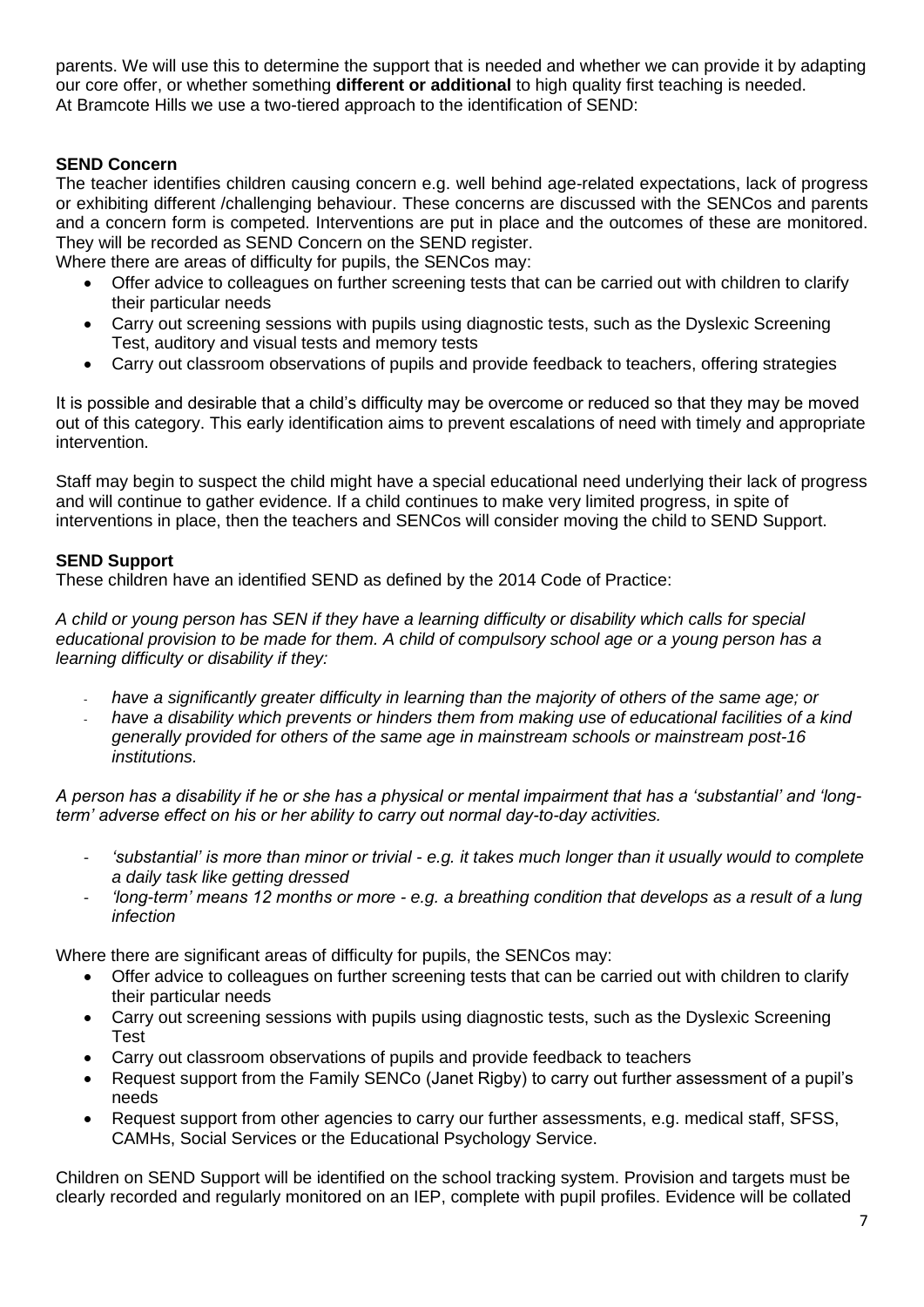parents. We will use this to determine the support that is needed and whether we can provide it by adapting our core offer, or whether something **different or additional** to high quality first teaching is needed. At Bramcote Hills we use a two-tiered approach to the identification of SEND:

**SEND Concern**

The teacher identifies children causing concern e.g. well behind age-related expectations, lack of progress or exhibiting different /challenging behaviour. These concerns are discussed with the SENCos and parents and a concern form is competed. Interventions are put in place and the outcomes of these are monitored. They will be recorded as SEND Concern on the SEND register.

Where there are areas of difficulty for pupils, the SENCos may:

- Offer advice to colleagues on further screening tests that can be carried out with children to clarify their particular needs
- Carry out screening sessions with pupils using diagnostic tests, such as the Dyslexic Screening Test, auditory and visual tests and memory tests
- Carry out classroom observations of pupils and provide feedback to teachers, offering strategies

It is possible and desirable that a child's difficulty may be overcome or reduced so that they may be moved out of this category. This early identification aims to prevent escalations of need with timely and appropriate intervention.

Staff may begin to suspect the child might have a special educational need underlying their lack of progress and will continue to gather evidence. If a child continues to make very limited progress, in spite of interventions in place, then the teachers and SENCos will consider moving the child to SEND Support.

**SEND Support**

These children have an identified SEND as defined by the 2014 Code of Practice:

*A child or young person has SEN if they have a learning difficulty or disability which calls for special educational provision to be made for them. A child of compulsory school age or a young person has a learning difficulty or disability if they:*

- *have a significantly greater difficulty in learning than the majority of others of the same age; or*
- *have a disability which prevents or hinders them from making use of educational facilities of a kind generally provided for others of the same age in mainstream schools or mainstream post-16 institutions.*

*A person has a disability if he or she has a physical or mental impairment that has a 'substantial' and 'long-term' adverse effect on his or her ability to carry out normal day-to-day activities.*

- *'substantial' is more than minor or trivial - e.g. it takes much longer than it usually would to complete a daily task like getting dressed*
- *'long-term' means 12 months or more - e.g. a breathing condition that develops as a result of a lung infection*

Where there are significant areas of difficulty for pupils, the SENCos may:

- Offer advice to colleagues on further screening tests that can be carried out with children to clarify their particular needs
- Carry out screening sessions with pupils using diagnostic tests, such as the Dyslexic Screening Test
- Carry out classroom observations of pupils and provide feedback to teachers
- Request support from the Family SENCo (Janet Rigby) to carry out further assessment of a pupil's needs
- Request support from other agencies to carry our further assessments, e.g. medical staff, SFSS, CAMHs, Social Services or the Educational Psychology Service.

Children on SEND Support will be identified on the school tracking system. Provision and targets must be clearly recorded and regularly monitored on an IEP, complete with pupil profiles. Evidence will be collated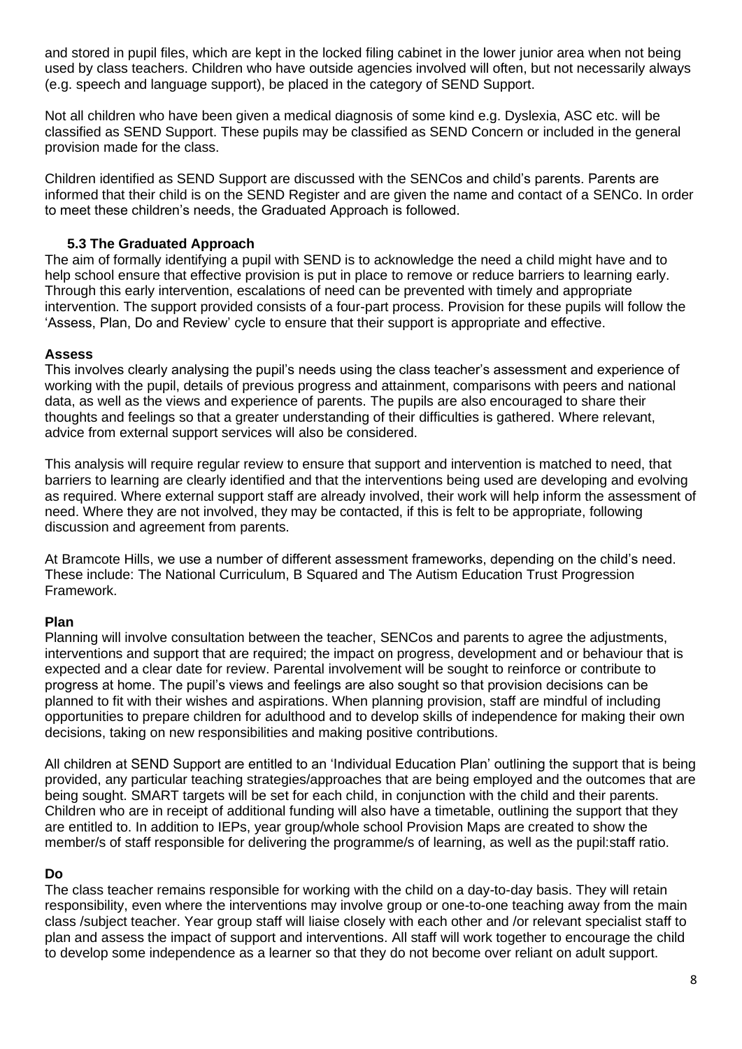and stored in pupil files, which are kept in the locked filing cabinet in the lower junior area when not being used by class teachers. Children who have outside agencies involved will often, but not necessarily always (e.g. speech and language support), be placed in the category of SEND Support.

Not all children who have been given a medical diagnosis of some kind e.g. Dyslexia, ASC etc. will be classified as SEND Support. These pupils may be classified as SEND Concern or included in the general provision made for the class.

Children identified as SEND Support are discussed with the SENCos and child's parents. Parents are informed that their child is on the SEND Register and are given the name and contact of a SENCo. In order to meet these children's needs, the Graduated Approach is followed.

### 5.3 The Graduated Approach

The aim of formally identifying a pupil with SEND is to acknowledge the need a child might have and to help school ensure that effective provision is put in place to remove or reduce barriers to learning early. Through this early intervention, escalations of need can be prevented with timely and appropriate intervention. The support provided consists of a four-part process. Provision for these pupils will follow the 'Assess, Plan, Do and Review' cycle to ensure that their support is appropriate and effective.

**Assess**

This involves clearly analysing the pupil's needs using the class teacher's assessment and experience of working with the pupil, details of previous progress and attainment, comparisons with peers and national data, as well as the views and experience of parents. The pupils are also encouraged to share their thoughts and feelings so that a greater understanding of their difficulties is gathered. Where relevant, advice from external support services will also be considered.

This analysis will require regular review to ensure that support and intervention is matched to need, that barriers to learning are clearly identified and that the interventions being used are developing and evolving as required. Where external support staff are already involved, their work will help inform the assessment of need. Where they are not involved, they may be contacted, if this is felt to be appropriate, following discussion and agreement from parents.

At Bramcote Hills, we use a number of different assessment frameworks, depending on the child's need. These include: The National Curriculum, B Squared and The Autism Education Trust Progression Framework.

**Plan**

Planning will involve consultation between the teacher, SENCos and parents to agree the adjustments, interventions and support that are required; the impact on progress, development and or behaviour that is expected and a clear date for review. Parental involvement will be sought to reinforce or contribute to progress at home. The pupil's views and feelings are also sought so that provision decisions can be planned to fit with their wishes and aspirations. When planning provision, staff are mindful of including opportunities to prepare children for adulthood and to develop skills of independence for making their own decisions, taking on new responsibilities and making positive contributions.

All children at SEND Support are entitled to an 'Individual Education Plan' outlining the support that is being provided, any particular teaching strategies/approaches that are being employed and the outcomes that are being sought. SMART targets will be set for each child, in conjunction with the child and their parents. Children who are in receipt of additional funding will also have a timetable, outlining the support that they are entitled to. In addition to IEPs, year group/whole school Provision Maps are created to show the member/s of staff responsible for delivering the programme/s of learning, as well as the pupil:staff ratio.

**Do**

The class teacher remains responsible for working with the child on a day-to-day basis. They will retain responsibility, even where the interventions may involve group or one-to-one teaching away from the main class /subject teacher. Year group staff will liaise closely with each other and /or relevant specialist staff to plan and assess the impact of support and interventions. All staff will work together to encourage the child to develop some independence as a learner so that they do not become over reliant on adult support.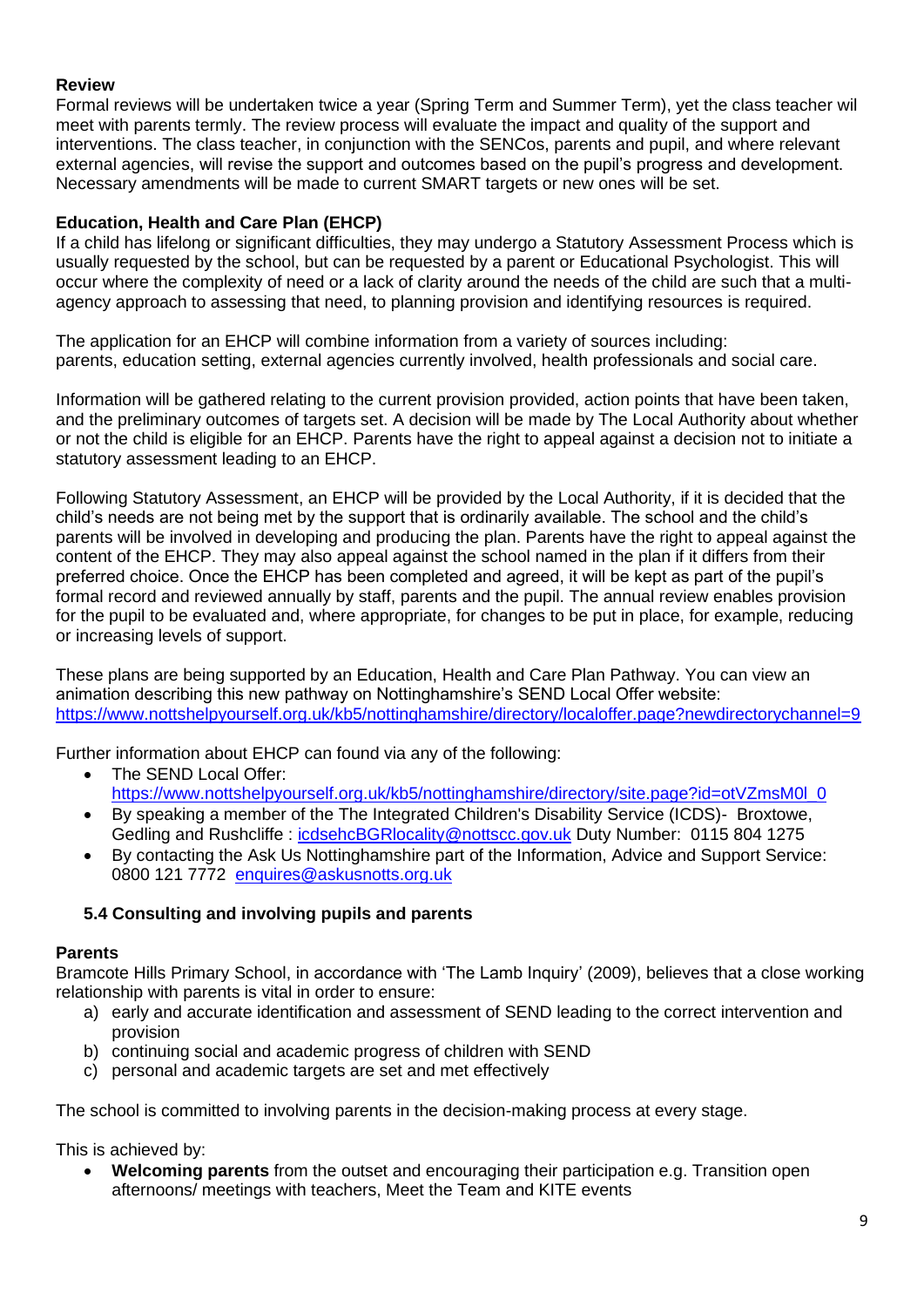**Review**

Formal reviews will be undertaken twice a year (Spring Term and Summer Term), yet the class teacher wil meet with parents termly. The review process will evaluate the impact and quality of the support and interventions. The class teacher, in conjunction with the SENCos, parents and pupil, and where relevant external agencies, will revise the support and outcomes based on the pupil's progress and development. Necessary amendments will be made to current SMART targets or new ones will be set.

**Education, Health and Care Plan (EHCP)**

If a child has lifelong or significant difficulties, they may undergo a Statutory Assessment Process which is usually requested by the school, but can be requested by a parent or Educational Psychologist. This will occur where the complexity of need or a lack of clarity around the needs of the child are such that a multi-agency approach to assessing that need, to planning provision and identifying resources is required.

The application for an EHCP will combine information from a variety of sources including: parents, education setting, external agencies currently involved, health professionals and social care.

Information will be gathered relating to the current provision provided, action points that have been taken, and the preliminary outcomes of targets set. A decision will be made by The Local Authority about whether or not the child is eligible for an EHCP. Parents have the right to appeal against a decision not to initiate a statutory assessment leading to an EHCP.

Following Statutory Assessment, an EHCP will be provided by the Local Authority, if it is decided that the child's needs are not being met by the support that is ordinarily available. The school and the child's parents will be involved in developing and producing the plan. Parents have the right to appeal against the content of the EHCP. They may also appeal against the school named in the plan if it differs from their preferred choice. Once the EHCP has been completed and agreed, it will be kept as part of the pupil's formal record and reviewed annually by staff, parents and the pupil. The annual review enables provision for the pupil to be evaluated and, where appropriate, for changes to be put in place, for example, reducing or increasing levels of support.

These plans are being supported by an Education, Health and Care Plan Pathway. You can view an animation describing this new pathway on Nottinghamshire's SEND Local Offer website: https://www.nottshelpyourself.org.uk/kb5/nottinghamshire/directory/localoffer.page?newdirectorychannel=9

Further information about EHCP can found via any of the following:

- The SEND Local Offer: https://www.nottshelpyourself.org.uk/kb5/nottinghamshire/directory/site.page?id=otVZmsM0l_0
- By speaking a member of the The Integrated Children's Disability Service (ICDS)- Broxtowe, Gedling and Rushcliffe : icdsehcBGRlocality@nottscc.gov.uk Duty Number: 0115 804 1275
- By contacting the Ask Us Nottinghamshire part of the Information, Advice and Support Service: 0800 121 7772 enquires@askusnotts.org.uk

**5.4 Consulting and involving pupils and parents**

**Parents**

Bramcote Hills Primary School, in accordance with 'The Lamb Inquiry' (2009), believes that a close working relationship with parents is vital in order to ensure:

a) early and accurate identification and assessment of SEND leading to the correct intervention and provision
b) continuing social and academic progress of children with SEND
c) personal and academic targets are set and met effectively

The school is committed to involving parents in the decision-making process at every stage.

This is achieved by:

- **Welcoming parents** from the outset and encouraging their participation e.g. Transition open afternoons/ meetings with teachers, Meet the Team and KITE events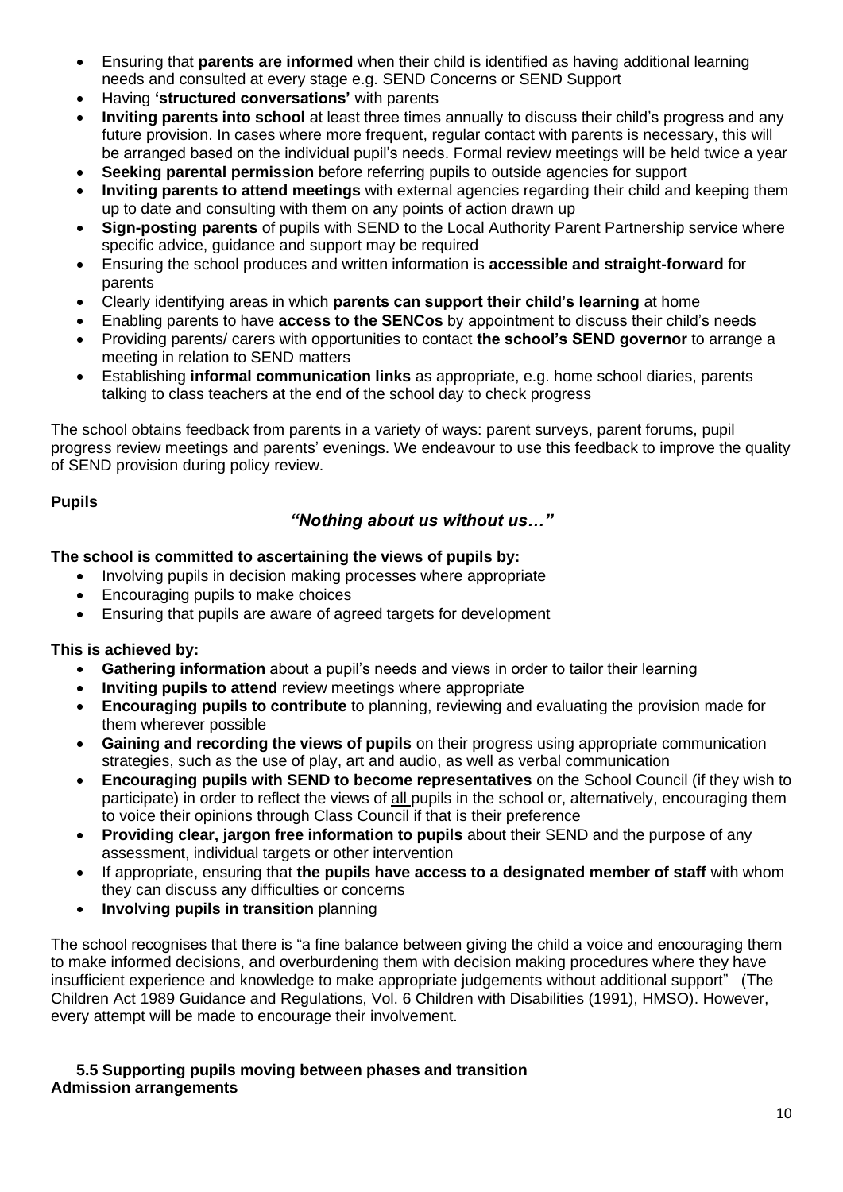- Ensuring that **parents are informed** when their child is identified as having additional learning needs and consulted at every stage e.g. SEND Concerns or SEND Support
- Having **'structured conversations'** with parents
- **Inviting parents into school** at least three times annually to discuss their child's progress and any future provision. In cases where more frequent, regular contact with parents is necessary, this will be arranged based on the individual pupil's needs. Formal review meetings will be held twice a year
- **Seeking parental permission** before referring pupils to outside agencies for support
- **Inviting parents to attend meetings** with external agencies regarding their child and keeping them up to date and consulting with them on any points of action drawn up
- **Sign-posting parents** of pupils with SEND to the Local Authority Parent Partnership service where specific advice, guidance and support may be required
- Ensuring the school produces and written information is **accessible and straight-forward** for parents
- Clearly identifying areas in which **parents can support their child's learning** at home
- Enabling parents to have **access to the SENCos** by appointment to discuss their child's needs
- Providing parents/ carers with opportunities to contact **the school's SEND governor** to arrange a meeting in relation to SEND matters
- Establishing **informal communication links** as appropriate, e.g. home school diaries, parents talking to class teachers at the end of the school day to check progress

The school obtains feedback from parents in a variety of ways: parent surveys, parent forums, pupil progress review meetings and parents' evenings. We endeavour to use this feedback to improve the quality of SEND provision during policy review.

**Pupils**

***"Nothing about us without us…"***

**The school is committed to ascertaining the views of pupils by:**

- Involving pupils in decision making processes where appropriate
- Encouraging pupils to make choices
- Ensuring that pupils are aware of agreed targets for development

**This is achieved by:**

- **Gathering information** about a pupil's needs and views in order to tailor their learning
- **Inviting pupils to attend** review meetings where appropriate
- **Encouraging pupils to contribute** to planning, reviewing and evaluating the provision made for them wherever possible
- **Gaining and recording the views of pupils** on their progress using appropriate communication strategies, such as the use of play, art and audio, as well as verbal communication
- **Encouraging pupils with SEND to become representatives** on the School Council (if they wish to participate) in order to reflect the views of all pupils in the school or, alternatively, encouraging them to voice their opinions through Class Council if that is their preference
- **Providing clear, jargon free information to pupils** about their SEND and the purpose of any assessment, individual targets or other intervention
- If appropriate, ensuring that **the pupils have access to a designated member of staff** with whom they can discuss any difficulties or concerns
- **Involving pupils in transition** planning

The school recognises that there is "a fine balance between giving the child a voice and encouraging them to make informed decisions, and overburdening them with decision making procedures where they have insufficient experience and knowledge to make appropriate judgements without additional support" (The Children Act 1989 Guidance and Regulations, Vol. 6 Children with Disabilities (1991), HMSO). However, every attempt will be made to encourage their involvement.

### 5.5 Supporting pupils moving between phases and transition

**Admission arrangements**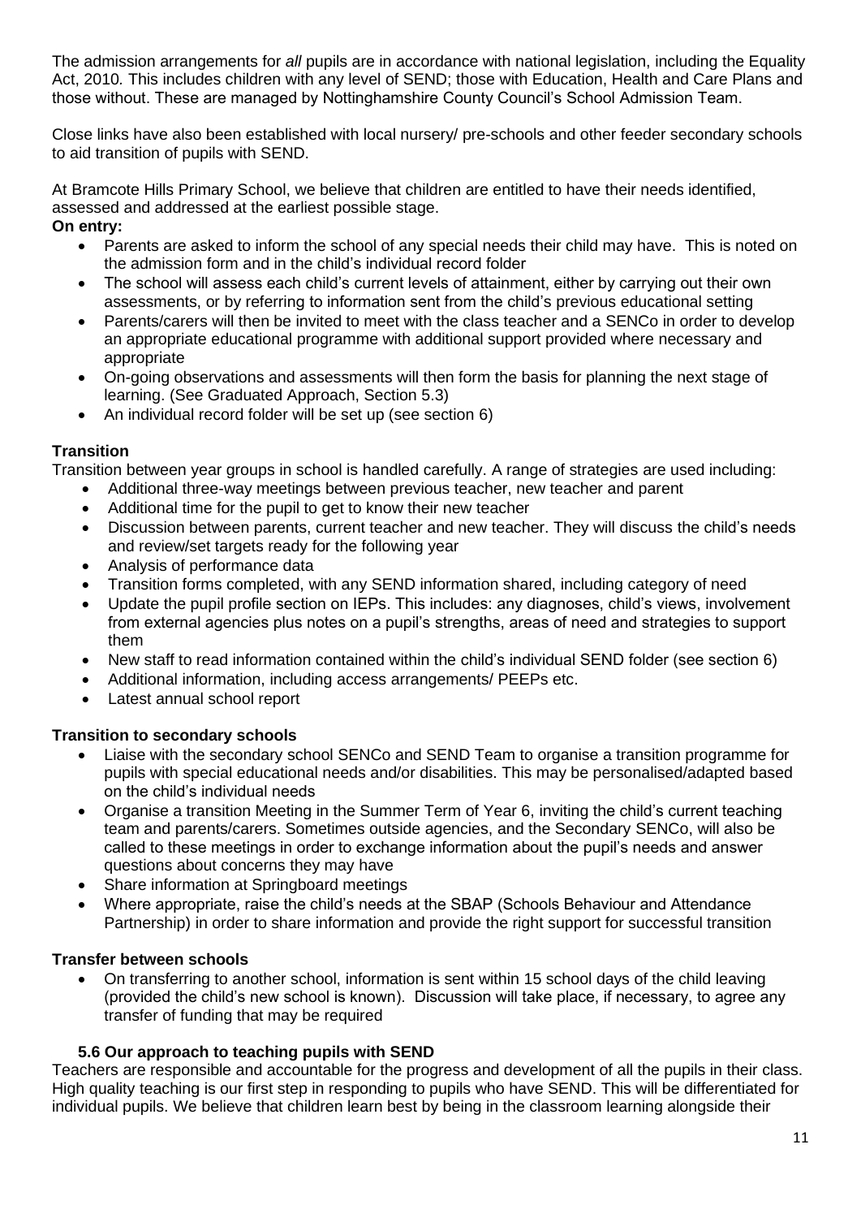The admission arrangements for *all* pupils are in accordance with national legislation, including the Equality Act, 2010*.* This includes children with any level of SEND; those with Education, Health and Care Plans and those without. These are managed by Nottinghamshire County Council's School Admission Team.

Close links have also been established with local nursery/ pre-schools and other feeder secondary schools to aid transition of pupils with SEND.

At Bramcote Hills Primary School, we believe that children are entitled to have their needs identified, assessed and addressed at the earliest possible stage.

**On entry:**

- Parents are asked to inform the school of any special needs their child may have. This is noted on the admission form and in the child's individual record folder
- The school will assess each child's current levels of attainment, either by carrying out their own assessments, or by referring to information sent from the child's previous educational setting
- Parents/carers will then be invited to meet with the class teacher and a SENCo in order to develop an appropriate educational programme with additional support provided where necessary and appropriate
- On-going observations and assessments will then form the basis for planning the next stage of learning. (See Graduated Approach, Section 5.3)
- An individual record folder will be set up (see section 6)

**Transition**

Transition between year groups in school is handled carefully. A range of strategies are used including:

- Additional three-way meetings between previous teacher, new teacher and parent
- Additional time for the pupil to get to know their new teacher
- Discussion between parents, current teacher and new teacher. They will discuss the child's needs and review/set targets ready for the following year
- Analysis of performance data
- Transition forms completed, with any SEND information shared, including category of need
- Update the pupil profile section on IEPs. This includes: any diagnoses, child's views, involvement from external agencies plus notes on a pupil's strengths, areas of need and strategies to support them
- New staff to read information contained within the child's individual SEND folder (see section 6)
- Additional information, including access arrangements/ PEEPs etc.
- Latest annual school report

**Transition to secondary schools**

- Liaise with the secondary school SENCo and SEND Team to organise a transition programme for pupils with special educational needs and/or disabilities. This may be personalised/adapted based on the child's individual needs
- Organise a transition Meeting in the Summer Term of Year 6, inviting the child's current teaching team and parents/carers. Sometimes outside agencies, and the Secondary SENCo, will also be called to these meetings in order to exchange information about the pupil's needs and answer questions about concerns they may have
- Share information at Springboard meetings
- Where appropriate, raise the child's needs at the SBAP (Schools Behaviour and Attendance Partnership) in order to share information and provide the right support for successful transition

**Transfer between schools**

- On transferring to another school, information is sent within 15 school days of the child leaving (provided the child's new school is known). Discussion will take place, if necessary, to agree any transfer of funding that may be required

### 5.6 Our approach to teaching pupils with SEND

Teachers are responsible and accountable for the progress and development of all the pupils in their class. High quality teaching is our first step in responding to pupils who have SEND. This will be differentiated for individual pupils. We believe that children learn best by being in the classroom learning alongside their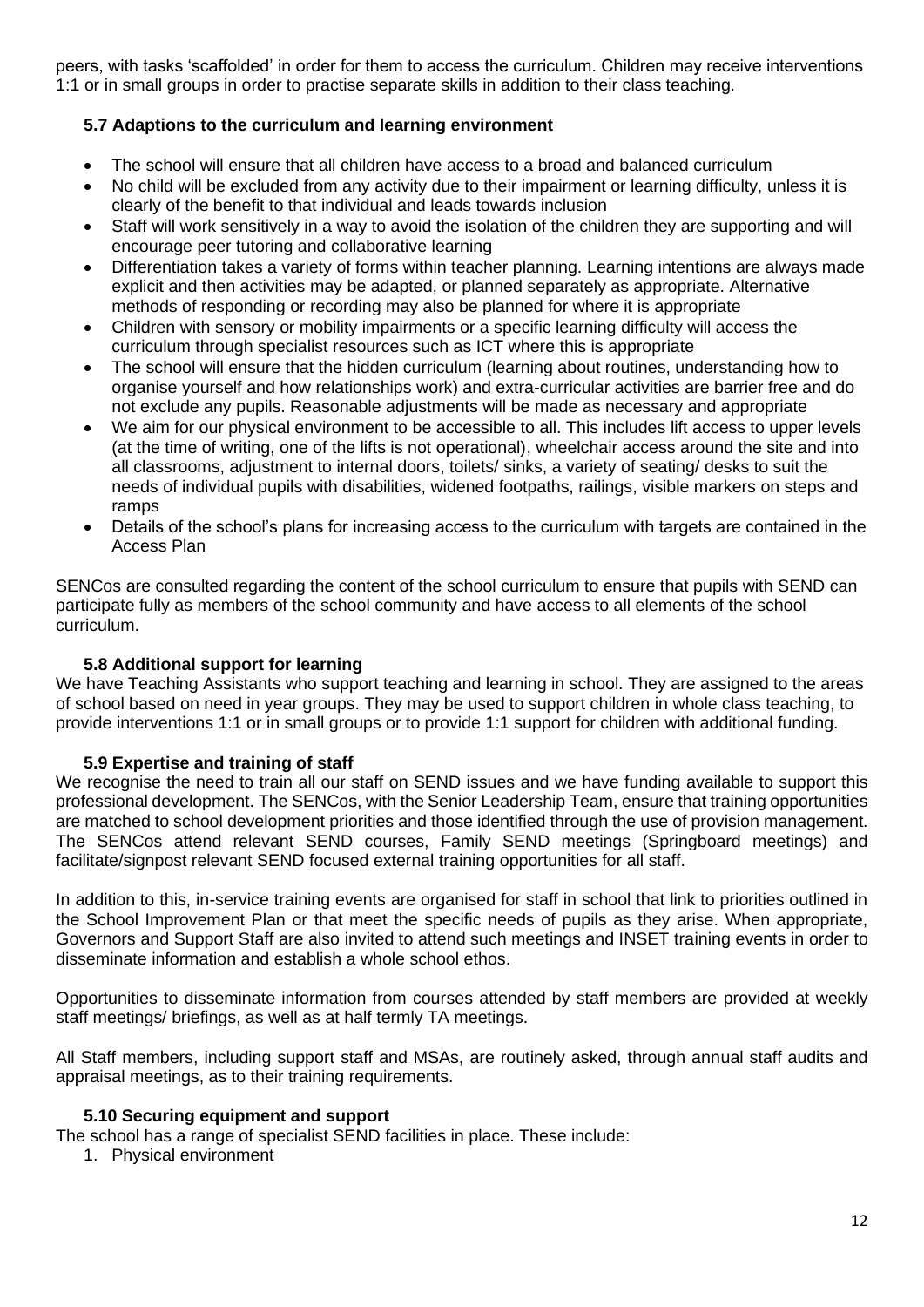peers, with tasks 'scaffolded' in order for them to access the curriculum. Children may receive interventions 1:1 or in small groups in order to practise separate skills in addition to their class teaching.

### 5.7 Adaptions to the curriculum and learning environment

- The school will ensure that all children have access to a broad and balanced curriculum
- No child will be excluded from any activity due to their impairment or learning difficulty, unless it is clearly of the benefit to that individual and leads towards inclusion
- Staff will work sensitively in a way to avoid the isolation of the children they are supporting and will encourage peer tutoring and collaborative learning
- Differentiation takes a variety of forms within teacher planning. Learning intentions are always made explicit and then activities may be adapted, or planned separately as appropriate. Alternative methods of responding or recording may also be planned for where it is appropriate
- Children with sensory or mobility impairments or a specific learning difficulty will access the curriculum through specialist resources such as ICT where this is appropriate
- The school will ensure that the hidden curriculum (learning about routines, understanding how to organise yourself and how relationships work) and extra-curricular activities are barrier free and do not exclude any pupils. Reasonable adjustments will be made as necessary and appropriate
- We aim for our physical environment to be accessible to all. This includes lift access to upper levels (at the time of writing, one of the lifts is not operational), wheelchair access around the site and into all classrooms, adjustment to internal doors, toilets/ sinks, a variety of seating/ desks to suit the needs of individual pupils with disabilities, widened footpaths, railings, visible markers on steps and ramps
- Details of the school's plans for increasing access to the curriculum with targets are contained in the Access Plan

SENCos are consulted regarding the content of the school curriculum to ensure that pupils with SEND can participate fully as members of the school community and have access to all elements of the school curriculum.

### 5.8 Additional support for learning

We have Teaching Assistants who support teaching and learning in school. They are assigned to the areas of school based on need in year groups. They may be used to support children in whole class teaching, to provide interventions 1:1 or in small groups or to provide 1:1 support for children with additional funding.

### 5.9 Expertise and training of staff

We recognise the need to train all our staff on SEND issues and we have funding available to support this professional development. The SENCos, with the Senior Leadership Team, ensure that training opportunities are matched to school development priorities and those identified through the use of provision management. The SENCos attend relevant SEND courses, Family SEND meetings (Springboard meetings) and facilitate/signpost relevant SEND focused external training opportunities for all staff.

In addition to this, in-service training events are organised for staff in school that link to priorities outlined in the School Improvement Plan or that meet the specific needs of pupils as they arise. When appropriate, Governors and Support Staff are also invited to attend such meetings and INSET training events in order to disseminate information and establish a whole school ethos.

Opportunities to disseminate information from courses attended by staff members are provided at weekly staff meetings/ briefings, as well as at half termly TA meetings.

All Staff members, including support staff and MSAs, are routinely asked, through annual staff audits and appraisal meetings, as to their training requirements.

### 5.10 Securing equipment and support

The school has a range of specialist SEND facilities in place. These include:

1. Physical environment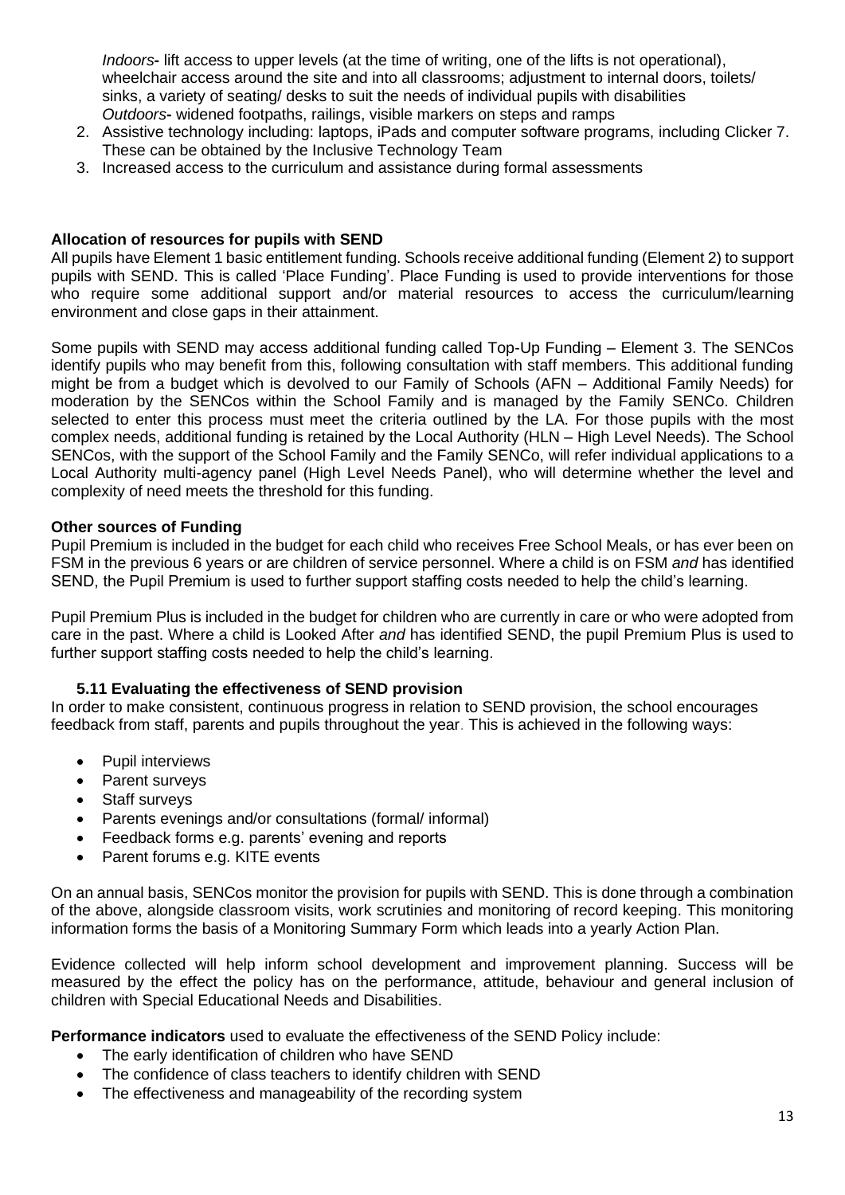*Indoors*- lift access to upper levels (at the time of writing, one of the lifts is not operational), wheelchair access around the site and into all classrooms; adjustment to internal doors, toilets/ sinks, a variety of seating/ desks to suit the needs of individual pupils with disabilities
   *Outdoors*- widened footpaths, railings, visible markers on steps and ramps
2. Assistive technology including: laptops, iPads and computer software programs, including Clicker 7. These can be obtained by the Inclusive Technology Team
3. Increased access to the curriculum and assistance during formal assessments

**Allocation of resources for pupils with SEND**

All pupils have Element 1 basic entitlement funding. Schools receive additional funding (Element 2) to support pupils with SEND. This is called 'Place Funding'. Place Funding is used to provide interventions for those who require some additional support and/or material resources to access the curriculum/learning environment and close gaps in their attainment.

Some pupils with SEND may access additional funding called Top-Up Funding – Element 3. The SENCos identify pupils who may benefit from this, following consultation with staff members. This additional funding might be from a budget which is devolved to our Family of Schools (AFN – Additional Family Needs) for moderation by the SENCos within the School Family and is managed by the Family SENCo. Children selected to enter this process must meet the criteria outlined by the LA. For those pupils with the most complex needs, additional funding is retained by the Local Authority (HLN – High Level Needs). The School SENCos, with the support of the School Family and the Family SENCo, will refer individual applications to a Local Authority multi-agency panel (High Level Needs Panel), who will determine whether the level and complexity of need meets the threshold for this funding.

**Other sources of Funding**

Pupil Premium is included in the budget for each child who receives Free School Meals, or has ever been on FSM in the previous 6 years or are children of service personnel. Where a child is on FSM *and* has identified SEND, the Pupil Premium is used to further support staffing costs needed to help the child's learning.

Pupil Premium Plus is included in the budget for children who are currently in care or who were adopted from care in the past. Where a child is Looked After *and* has identified SEND, the pupil Premium Plus is used to further support staffing costs needed to help the child's learning.

### 5.11 Evaluating the effectiveness of SEND provision

In order to make consistent, continuous progress in relation to SEND provision, the school encourages feedback from staff, parents and pupils throughout the year. This is achieved in the following ways:

- Pupil interviews
- Parent surveys
- Staff surveys
- Parents evenings and/or consultations (formal/ informal)
- Feedback forms e.g. parents' evening and reports
- Parent forums e.g. KITE events

On an annual basis, SENCos monitor the provision for pupils with SEND. This is done through a combination of the above, alongside classroom visits, work scrutinies and monitoring of record keeping. This monitoring information forms the basis of a Monitoring Summary Form which leads into a yearly Action Plan.

Evidence collected will help inform school development and improvement planning. Success will be measured by the effect the policy has on the performance, attitude, behaviour and general inclusion of children with Special Educational Needs and Disabilities.

**Performance indicators** used to evaluate the effectiveness of the SEND Policy include:

- The early identification of children who have SEND
- The confidence of class teachers to identify children with SEND
- The effectiveness and manageability of the recording system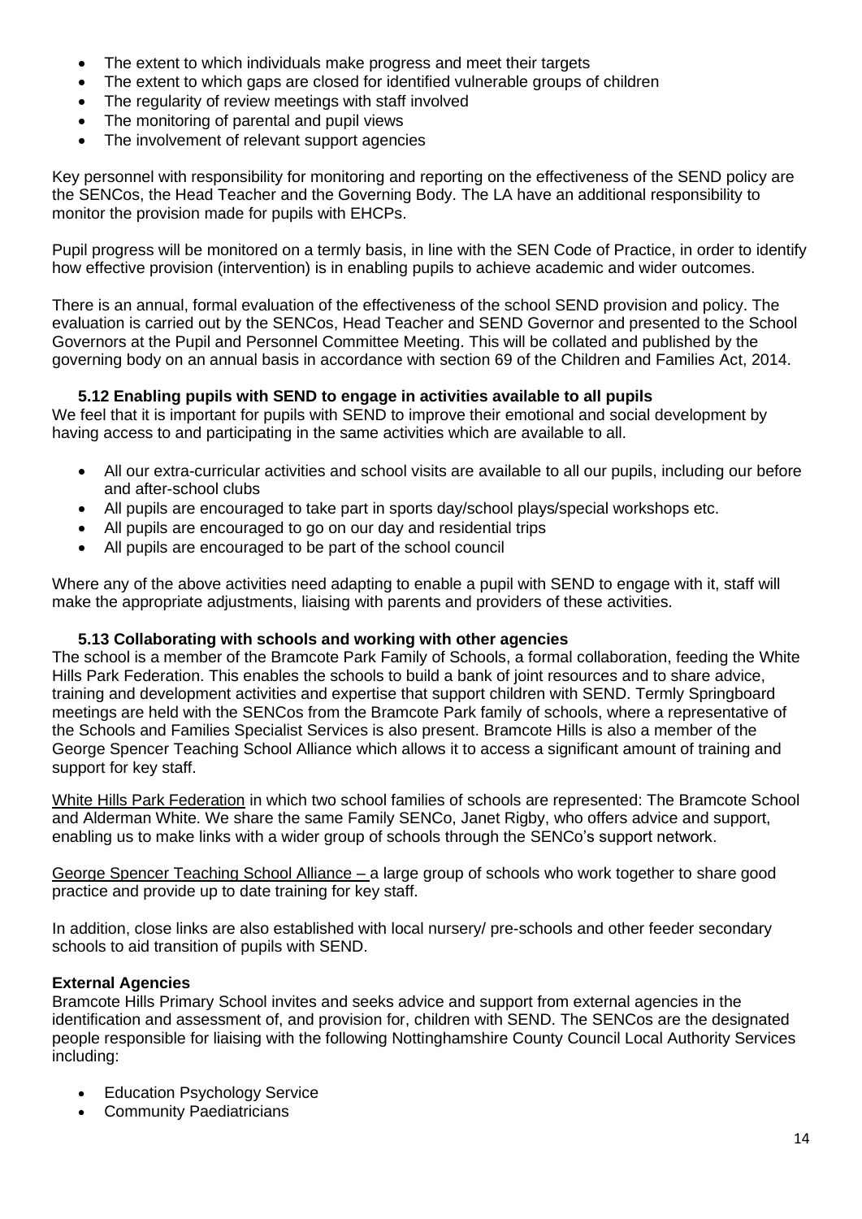- The extent to which individuals make progress and meet their targets
- The extent to which gaps are closed for identified vulnerable groups of children
- The regularity of review meetings with staff involved
- The monitoring of parental and pupil views
- The involvement of relevant support agencies

Key personnel with responsibility for monitoring and reporting on the effectiveness of the SEND policy are the SENCos, the Head Teacher and the Governing Body. The LA have an additional responsibility to monitor the provision made for pupils with EHCPs.

Pupil progress will be monitored on a termly basis, in line with the SEN Code of Practice, in order to identify how effective provision (intervention) is in enabling pupils to achieve academic and wider outcomes.

There is an annual, formal evaluation of the effectiveness of the school SEND provision and policy. The evaluation is carried out by the SENCos, Head Teacher and SEND Governor and presented to the School Governors at the Pupil and Personnel Committee Meeting. This will be collated and published by the governing body on an annual basis in accordance with section 69 of the Children and Families Act, 2014.

### 5.12 Enabling pupils with SEND to engage in activities available to all pupils

We feel that it is important for pupils with SEND to improve their emotional and social development by having access to and participating in the same activities which are available to all.

- All our extra-curricular activities and school visits are available to all our pupils, including our before and after-school clubs
- All pupils are encouraged to take part in sports day/school plays/special workshops etc.
- All pupils are encouraged to go on our day and residential trips
- All pupils are encouraged to be part of the school council

Where any of the above activities need adapting to enable a pupil with SEND to engage with it, staff will make the appropriate adjustments, liaising with parents and providers of these activities.

### 5.13 Collaborating with schools and working with other agencies

The school is a member of the Bramcote Park Family of Schools, a formal collaboration, feeding the White Hills Park Federation. This enables the schools to build a bank of joint resources and to share advice, training and development activities and expertise that support children with SEND. Termly Springboard meetings are held with the SENCos from the Bramcote Park family of schools, where a representative of the Schools and Families Specialist Services is also present. Bramcote Hills is also a member of the George Spencer Teaching School Alliance which allows it to access a significant amount of training and support for key staff.

White Hills Park Federation in which two school families of schools are represented: The Bramcote School and Alderman White. We share the same Family SENCo, Janet Rigby, who offers advice and support, enabling us to make links with a wider group of schools through the SENCo's support network.

George Spencer Teaching School Alliance – a large group of schools who work together to share good practice and provide up to date training for key staff.

In addition, close links are also established with local nursery/ pre-schools and other feeder secondary schools to aid transition of pupils with SEND.

**External Agencies**

Bramcote Hills Primary School invites and seeks advice and support from external agencies in the identification and assessment of, and provision for, children with SEND. The SENCos are the designated people responsible for liaising with the following Nottinghamshire County Council Local Authority Services including:

- Education Psychology Service
- Community Paediatricians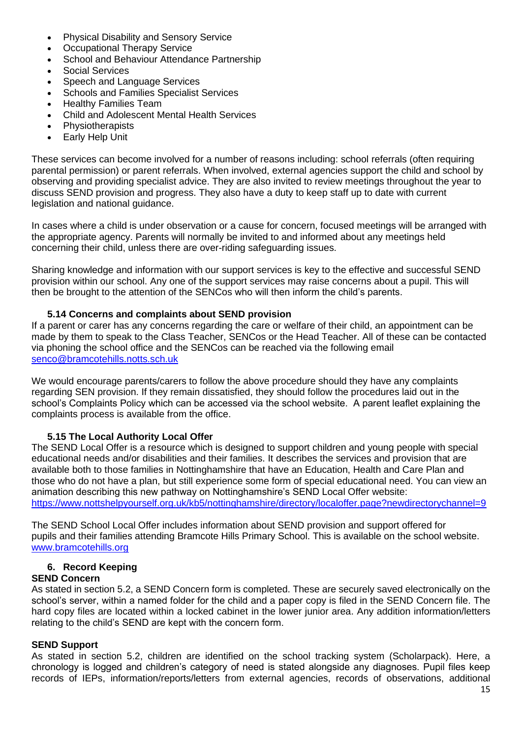- Physical Disability and Sensory Service
- Occupational Therapy Service
- School and Behaviour Attendance Partnership
- Social Services
- Speech and Language Services
- Schools and Families Specialist Services
- Healthy Families Team
- Child and Adolescent Mental Health Services
- Physiotherapists
- Early Help Unit

These services can become involved for a number of reasons including: school referrals (often requiring parental permission) or parent referrals. When involved, external agencies support the child and school by observing and providing specialist advice. They are also invited to review meetings throughout the year to discuss SEND provision and progress. They also have a duty to keep staff up to date with current legislation and national guidance.

In cases where a child is under observation or a cause for concern, focused meetings will be arranged with the appropriate agency. Parents will normally be invited to and informed about any meetings held concerning their child, unless there are over-riding safeguarding issues.

Sharing knowledge and information with our support services is key to the effective and successful SEND provision within our school. Any one of the support services may raise concerns about a pupil. This will then be brought to the attention of the SENCos who will then inform the child's parents.

### 5.14 Concerns and complaints about SEND provision

If a parent or carer has any concerns regarding the care or welfare of their child, an appointment can be made by them to speak to the Class Teacher, SENCos or the Head Teacher. All of these can be contacted via phoning the school office and the SENCos can be reached via the following email senco@bramcotehills.notts.sch.uk

We would encourage parents/carers to follow the above procedure should they have any complaints regarding SEN provision. If they remain dissatisfied, they should follow the procedures laid out in the school's Complaints Policy which can be accessed via the school website. A parent leaflet explaining the complaints process is available from the office.

### 5.15 The Local Authority Local Offer

The SEND Local Offer is a resource which is designed to support children and young people with special educational needs and/or disabilities and their families. It describes the services and provision that are available both to those families in Nottinghamshire that have an Education, Health and Care Plan and those who do not have a plan, but still experience some form of special educational need. You can view an animation describing this new pathway on Nottinghamshire's SEND Local Offer website: https://www.nottshelpyourself.org.uk/kb5/nottinghamshire/directory/localoffer.page?newdirectorychannel=9

The SEND School Local Offer includes information about SEND provision and support offered for pupils and their families attending Bramcote Hills Primary School. This is available on the school website. www.bramcotehills.org

## 6. Record Keeping

**SEND Concern**

As stated in section 5.2, a SEND Concern form is completed. These are securely saved electronically on the school's server, within a named folder for the child and a paper copy is filed in the SEND Concern file. The hard copy files are located within a locked cabinet in the lower junior area. Any addition information/letters relating to the child's SEND are kept with the concern form.

**SEND Support**

As stated in section 5.2, children are identified on the school tracking system (Scholarpack). Here, a chronology is logged and children's category of need is stated alongside any diagnoses. Pupil files keep records of IEPs, information/reports/letters from external agencies, records of observations, additional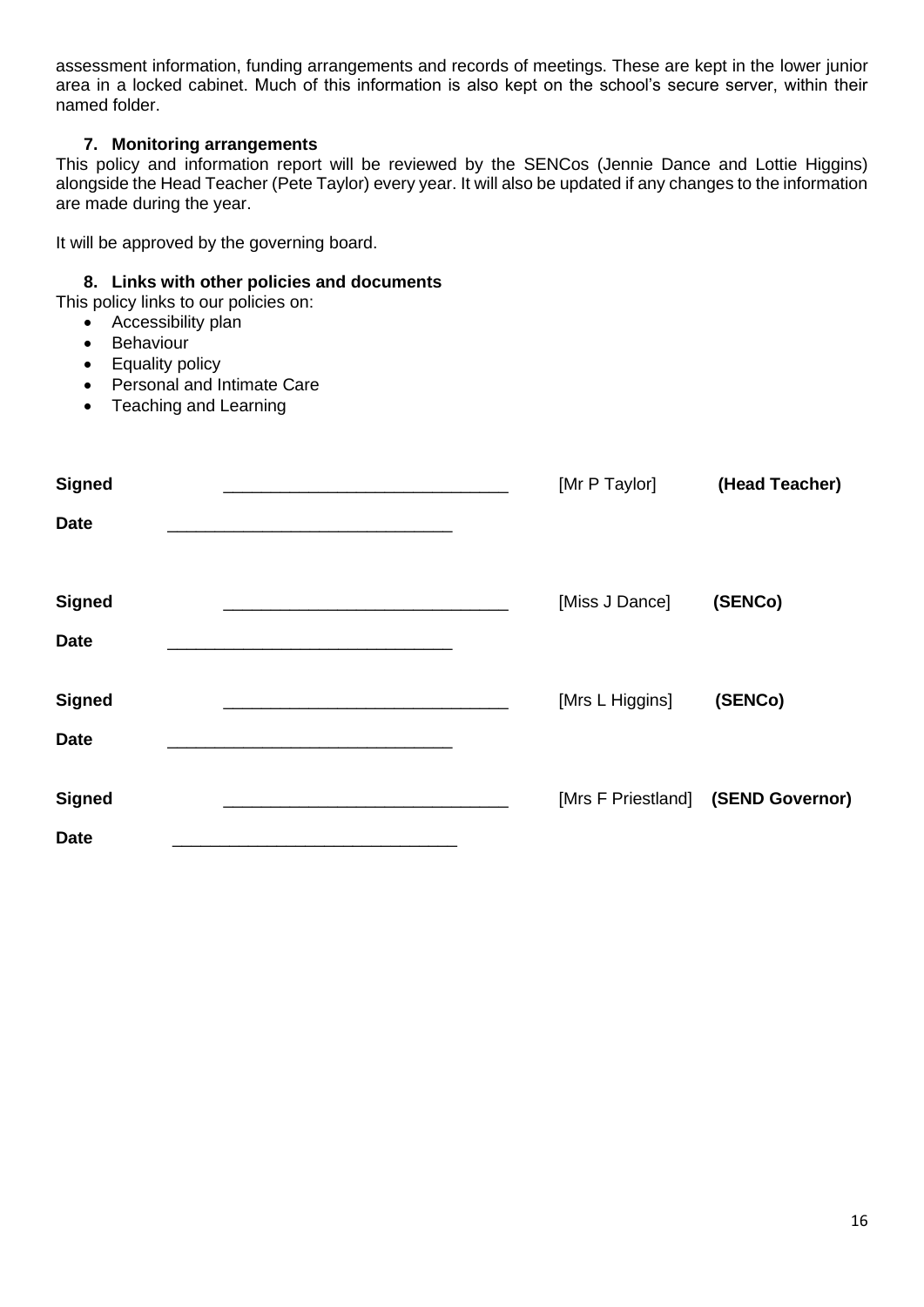assessment information, funding arrangements and records of meetings. These are kept in the lower junior area in a locked cabinet. Much of this information is also kept on the school's secure server, within their named folder.

## 7. Monitoring arrangements

This policy and information report will be reviewed by the SENCos (Jennie Dance and Lottie Higgins) alongside the Head Teacher (Pete Taylor) every year. It will also be updated if any changes to the information are made during the year.

It will be approved by the governing board.

## 8. Links with other policies and documents

This policy links to our policies on:

- Accessibility plan
- Behaviour
- Equality policy
- Personal and Intimate Care
- Teaching and Learning

**Signed** ______________________________ [Mr P Taylor] **(Head Teacher)**

**Date** ______________________________

**Signed** ______________________________ [Miss J Dance] **(SENCo)**

**Date** ______________________________

**Signed** ______________________________ [Mrs L Higgins] **(SENCo)**

**Date** ______________________________

**Signed** ______________________________ [Mrs F Priestland] **(SEND Governor)**

**Date** ______________________________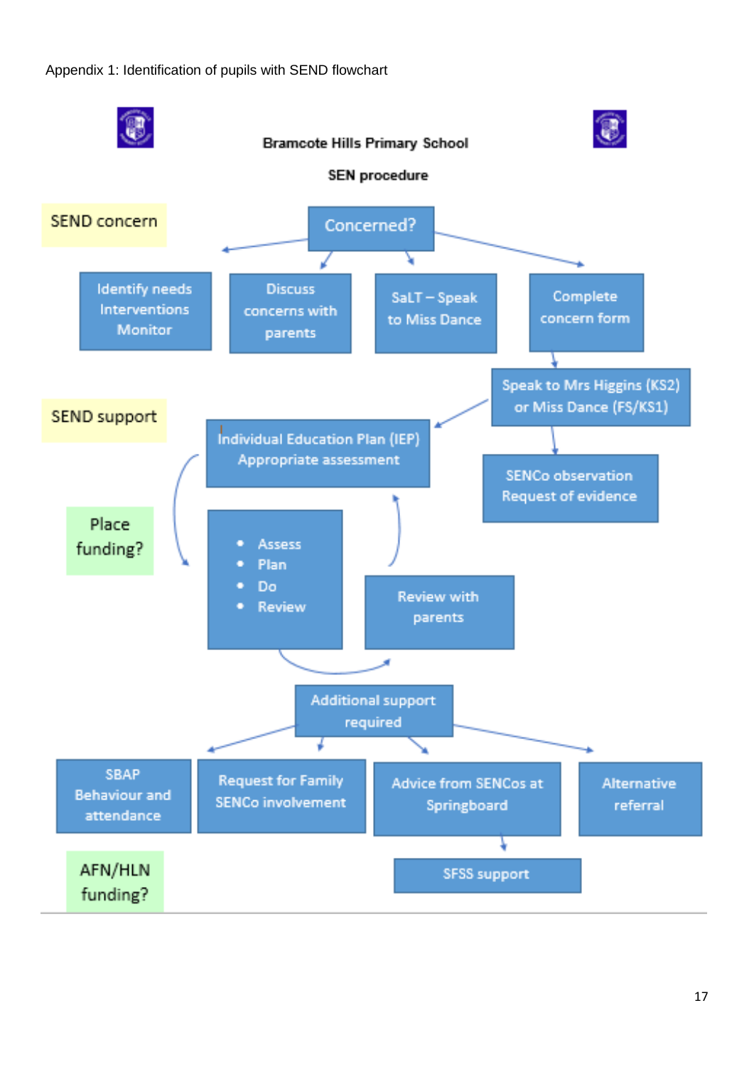Appendix 1: Identification of pupils with SEND flowchart

Bramcote Hills Primary School

SEN procedure

SEND concern

Concerned?

Identify needs
Interventions
Monitor

Discuss concerns with parents

SaLT – Speak to Miss Dance

Complete concern form

Speak to Mrs Higgins (KS2) or Miss Dance (FS/KS1)

SEND support

Individual Education Plan (IEP)
Appropriate assessment

SENCo observation
Request of evidence

Place funding?

- Assess
- Plan
- Do
- Review

Review with parents

Additional support required

SBAP
Behaviour and attendance

Request for Family SENCo involvement

Advice from SENCos at Springboard

Alternative referral

SFSS support

AFN/HLN funding?